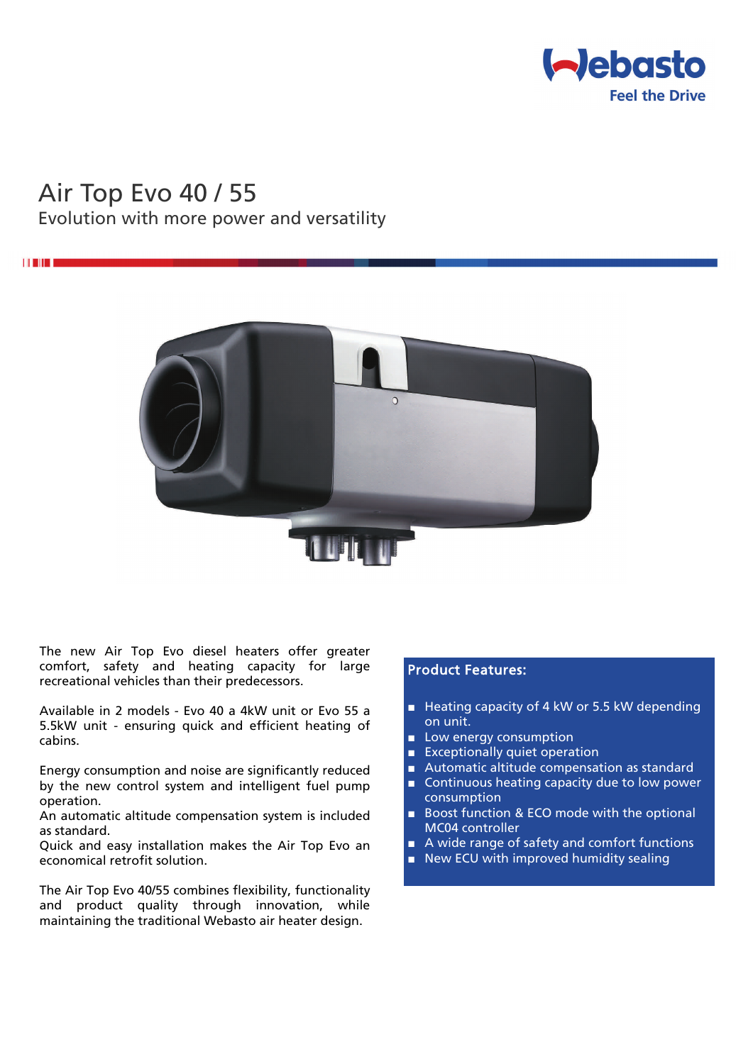# Air Top Evo 40 / 55

## Evolution with more power and versatility

The new Air Top Evo diesel heaters offer greater comfort, safety and heating capacity for large recreational vehicles than their predecessors.

Available in 2 models - Evo 40 a 4kW unit or Evo 55 a 5.5kW unit - ensuring quick and efficient heating of cabins.

Energy consumption and noise are significantly reduced by the new control system and intelligent fuel pump operation.
An automatic altitude compensation system is included as standard.
Quick and easy installation makes the Air Top Evo an economical retrofit solution.

The Air Top Evo 40/55 combines flexibility, functionality and product quality through innovation, while maintaining the traditional Webasto air heater design.

### Product Features:

- Heating capacity of 4 kW or 5.5 kW depending on unit.
- Low energy consumption
- Exceptionally quiet operation
- Automatic altitude compensation as standard
- Continuous heating capacity due to low power consumption
- Boost function & ECO mode with the optional MC04 controller
- A wide range of safety and comfort functions
- New ECU with improved humidity sealing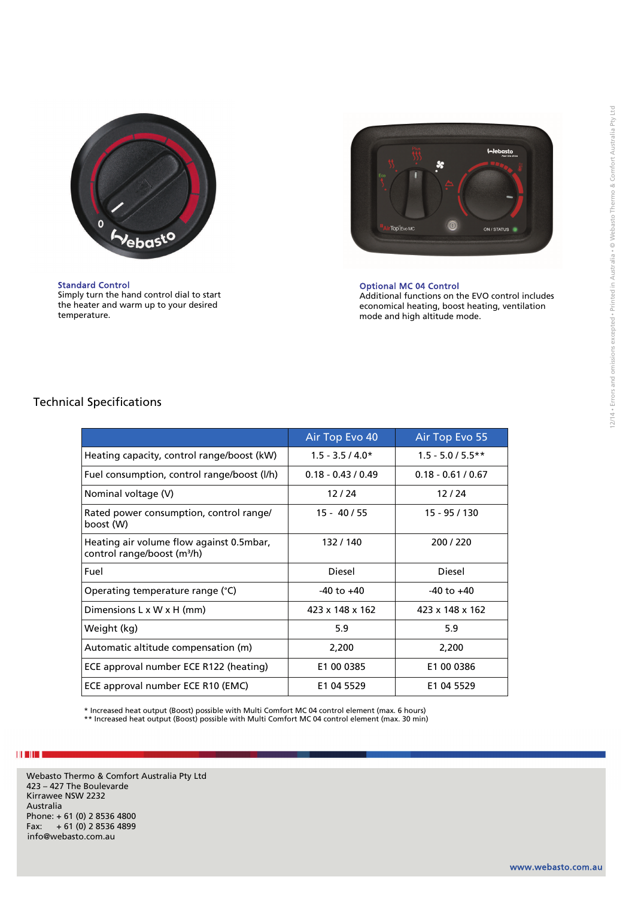**Standard Control**
Simply turn the hand control dial to start the heater and warm up to your desired temperature.

**Optional MC 04 Control**
Additional functions on the EVO control includes economical heating, boost heating, ventilation mode and high altitude mode.

## Technical Specifications

| | Air Top Evo 40 | Air Top Evo 55 |
|---|---|---|
| Heating capacity, control range/boost (kW) | 1.5 - 3.5 / 4.0* | 1.5 - 5.0 / 5.5** |
| Fuel consumption, control range/boost (l/h) | 0.18 - 0.43 / 0.49 | 0.18 - 0.61 / 0.67 |
| Nominal voltage (V) | 12 / 24 | 12 / 24 |
| Rated power consumption, control range/ boost (W) | 15 - 40 / 55 | 15 - 95 / 130 |
| Heating air volume flow against 0.5mbar, control range/boost (m³/h) | 132 / 140 | 200 / 220 |
| Fuel | Diesel | Diesel |
| Operating temperature range (°C) | -40 to +40 | -40 to +40 |
| Dimensions L x W x H (mm) | 423 x 148 x 162 | 423 x 148 x 162 |
| Weight (kg) | 5.9 | 5.9 |
| Automatic altitude compensation (m) | 2,200 | 2,200 |
| ECE approval number ECE R122 (heating) | E1 00 0385 | E1 00 0386 |
| ECE approval number ECE R10 (EMC) | E1 04 5529 | E1 04 5529 |

\* Increased heat output (Boost) possible with Multi Comfort MC 04 control element (max. 6 hours)
** Increased heat output (Boost) possible with Multi Comfort MC 04 control element (max. 30 min)

Webasto Thermo & Comfort Australia Pty Ltd
423 – 427 The Boulevarde
Kirrawee NSW 2232
Australia
Phone: + 61 (0) 2 8536 4800
Fax: + 61 (0) 2 8536 4899
info@webasto.com.au

www.webasto.com.au

12/14 • Errors and omissions excepted • Printed in Australia • © Webasto Thermo & Comfort Australia Pty Ltd